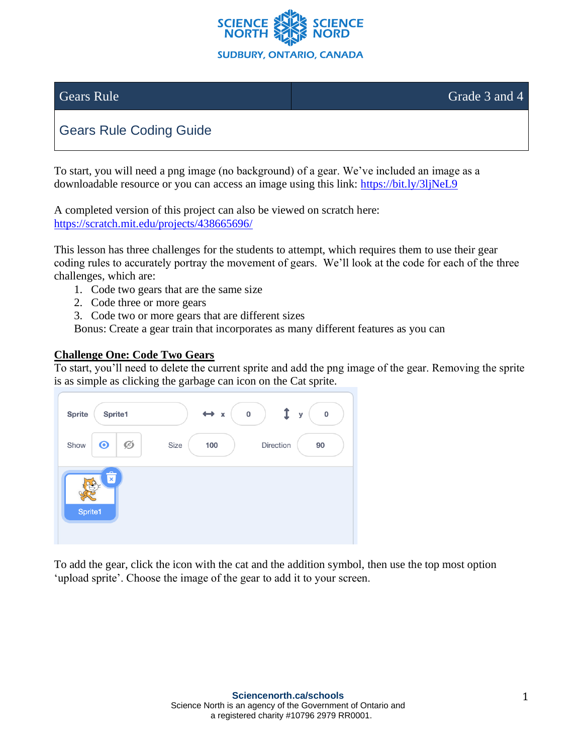| Gears Rule | Grade 3 and 4 |
|---|---|
| Gears Rule Coding Guide | |

To start, you will need a png image (no background) of a gear. We've included an image as a downloadable resource or you can access an image using this link: https://bit.ly/3ljNeL9

A completed version of this project can also be viewed on scratch here: https://scratch.mit.edu/projects/438665696/

This lesson has three challenges for the students to attempt, which requires them to use their gear coding rules to accurately portray the movement of gears. We'll look at the code for each of the three challenges, which are:

1. Code two gears that are the same size
2. Code three or more gears
3. Code two or more gears that are different sizes

Bonus: Create a gear train that incorporates as many different features as you can

## Challenge One: Code Two Gears

To start, you'll need to delete the current sprite and add the png image of the gear. Removing the sprite is as simple as clicking the garbage can icon on the Cat sprite.

To add the gear, click the icon with the cat and the addition symbol, then use the top most option 'upload sprite'. Choose the image of the gear to add it to your screen.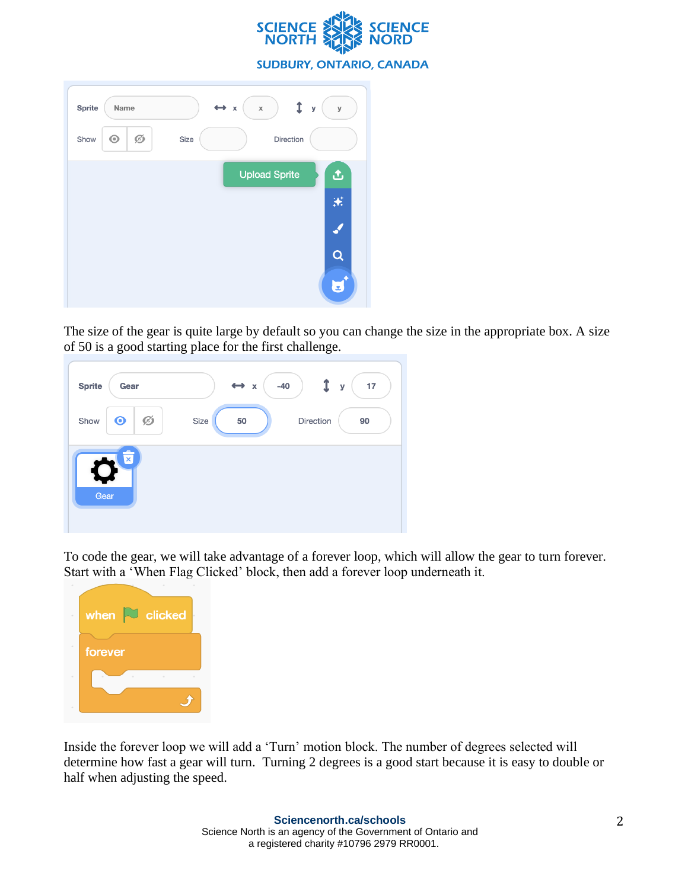The size of the gear is quite large by default so you can change the size in the appropriate box. A size of 50 is a good starting place for the first challenge.

To code the gear, we will take advantage of a forever loop, which will allow the gear to turn forever. Start with a 'When Flag Clicked' block, then add a forever loop underneath it.

Inside the forever loop we will add a 'Turn' motion block. The number of degrees selected will determine how fast a gear will turn. Turning 2 degrees is a good start because it is easy to double or half when adjusting the speed.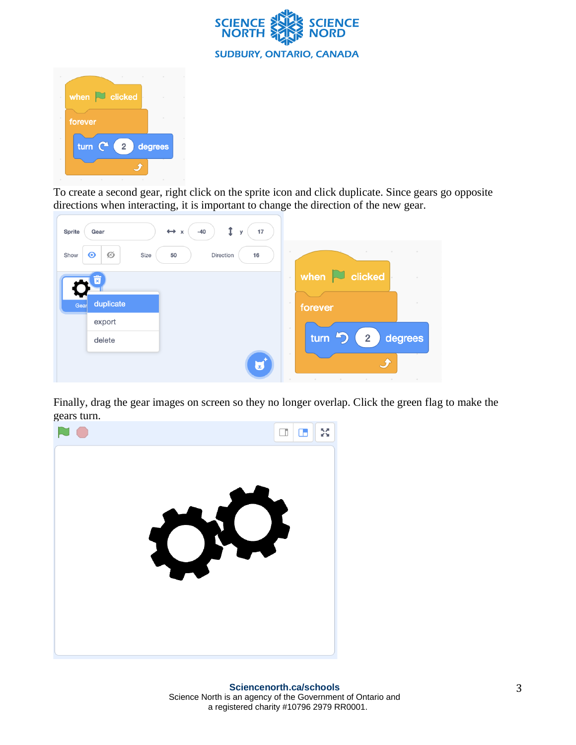To create a second gear, right click on the sprite icon and click duplicate. Since gears go opposite directions when interacting, it is important to change the direction of the new gear.

Finally, drag the gear images on screen so they no longer overlap. Click the green flag to make the gears turn.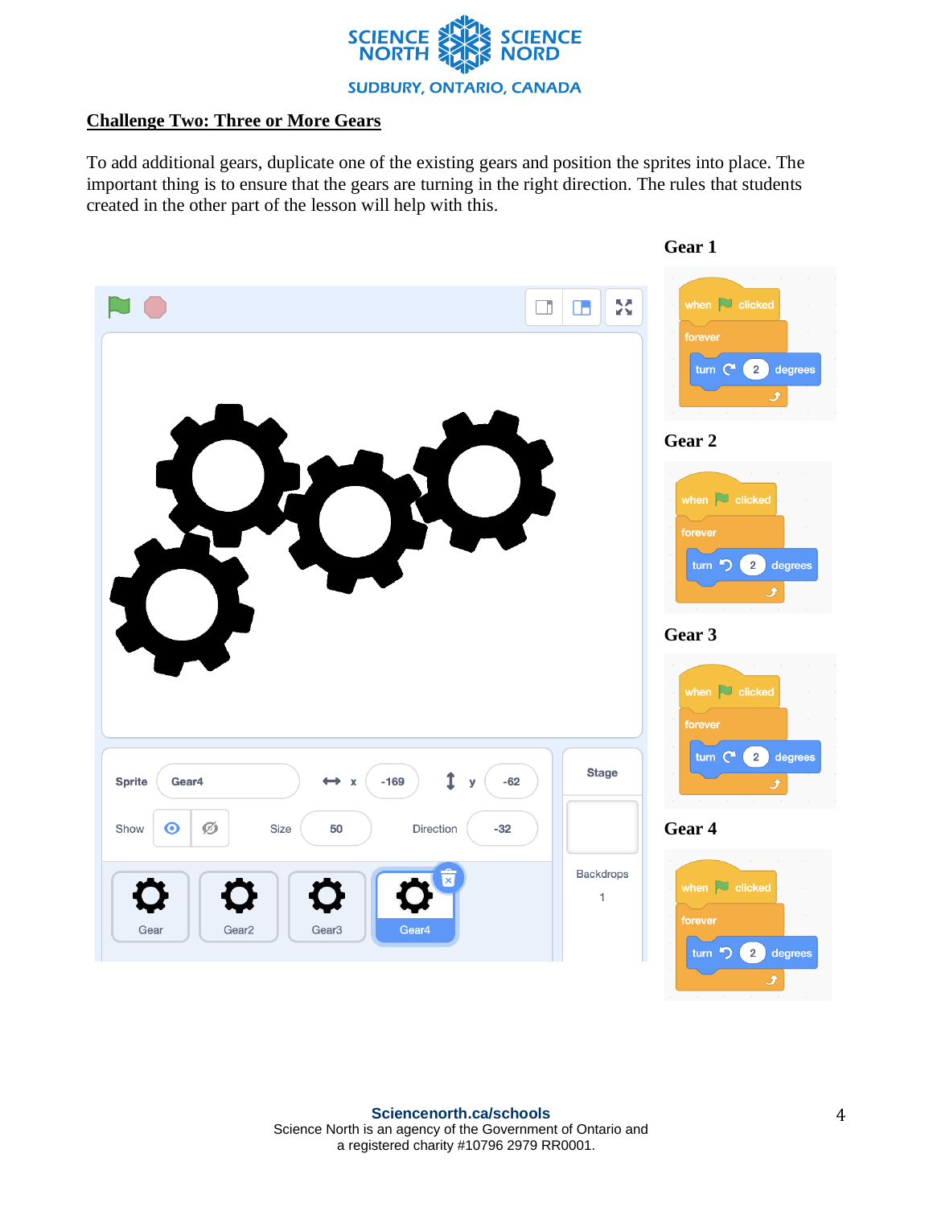## Challenge Two: Three or More Gears

To add additional gears, duplicate one of the existing gears and position the sprites into place. The important thing is to ensure that the gears are turning in the right direction. The rules that students created in the other part of the lesson will help with this.

**Gear 1**

```
when [flag] clicked
forever
  turn ↻ 2 degrees
```

**Gear 2**

```
when [flag] clicked
forever
  turn ↺ 2 degrees
```

**Gear 3**

```
when [flag] clicked
forever
  turn ↻ 2 degrees
```

**Gear 4**

```
when [flag] clicked
forever
  turn ↺ 2 degrees
```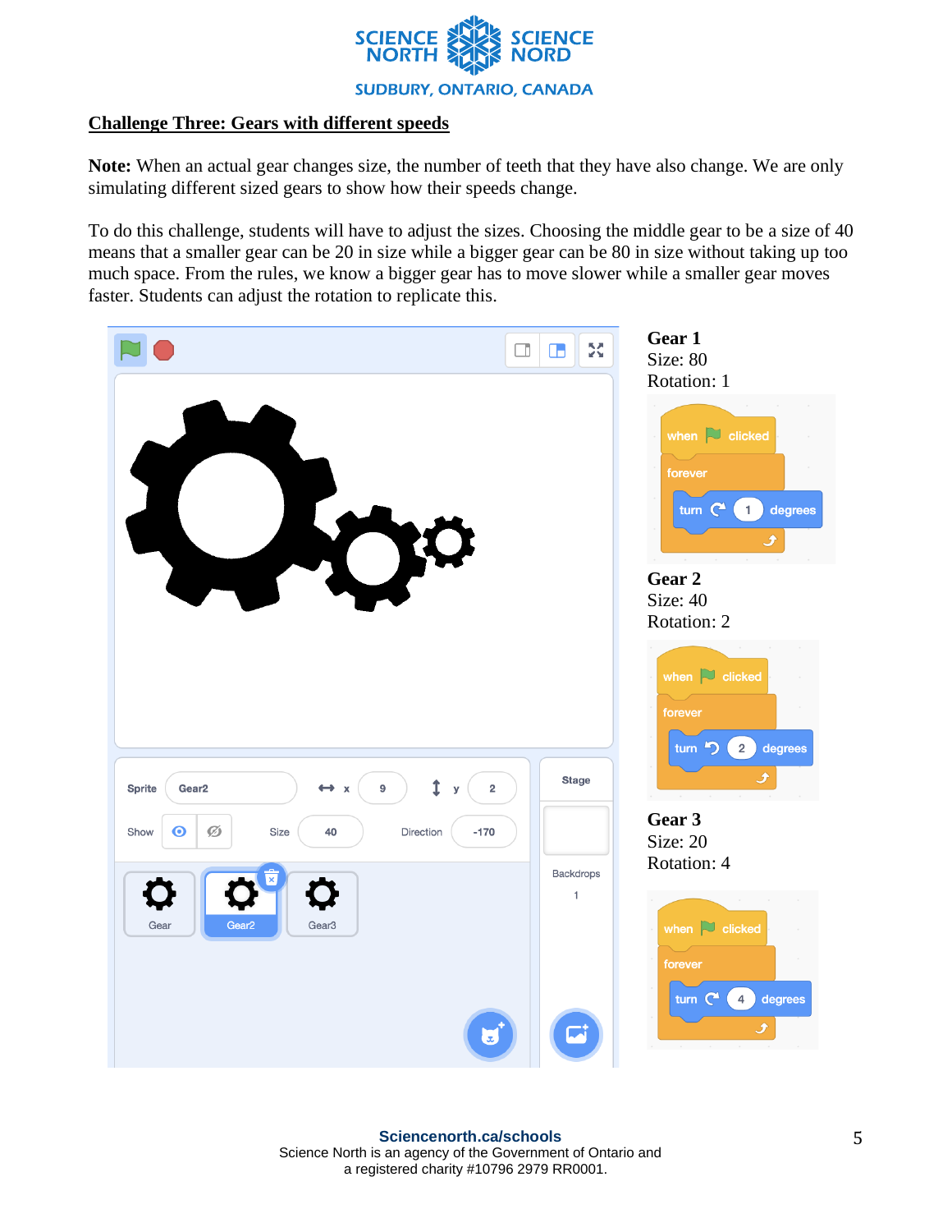## Challenge Three: Gears with different speeds

**Note:** When an actual gear changes size, the number of teeth that they have also change. We are only simulating different sized gears to show how their speeds change.

To do this challenge, students will have to adjust the sizes. Choosing the middle gear to be a size of 40 means that a smaller gear can be 20 in size while a bigger gear can be 80 in size without taking up too much space. From the rules, we know a bigger gear has to move slower while a smaller gear moves faster. Students can adjust the rotation to replicate this.

**Gear 1**
Size: 80
Rotation: 1

```
when [flag] clicked
forever
  turn ↻ (1) degrees
```

**Gear 2**
Size: 40
Rotation: 2

```
when [flag] clicked
forever
  turn ↺ (2) degrees
```

**Gear 3**
Size: 20
Rotation: 4

```
when [flag] clicked
forever
  turn ↻ (4) degrees
```